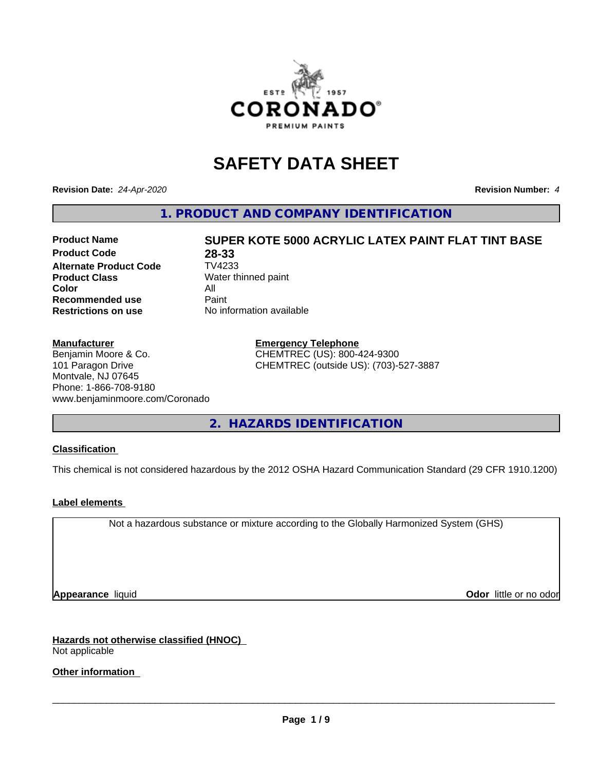# SAFETY DATA SHEET

**Revision Date:** *24-Apr-2020*

**Revision Number:** *4*

## 1. PRODUCT AND COMPANY IDENTIFICATION

| | |
|---|---|
| **Product Name** | **SUPER KOTE 5000 ACRYLIC LATEX PAINT FLAT TINT BASE** |
| **Product Code** | **28-33** |
| **Alternate Product Code** | TV4233 |
| **Product Class** | Water thinned paint |
| **Color** | All |
| **Recommended use** | Paint |
| **Restrictions on use** | No information available |

**Manufacturer**
Benjamin Moore & Co.
101 Paragon Drive
Montvale, NJ 07645
Phone: 1-866-708-9180
www.benjaminmoore.com/Coronado

**Emergency Telephone**
CHEMTREC (US): 800-424-9300
CHEMTREC (outside US): (703)-527-3887

## 2. HAZARDS IDENTIFICATION

**Classification**

This chemical is not considered hazardous by the 2012 OSHA Hazard Communication Standard (29 CFR 1910.1200)

**Label elements**

Not a hazardous substance or mixture according to the Globally Harmonized System (GHS)

**Appearance** liquid

**Odor** little or no odor

**Hazards not otherwise classified (HNOC)**
Not applicable

**Other information**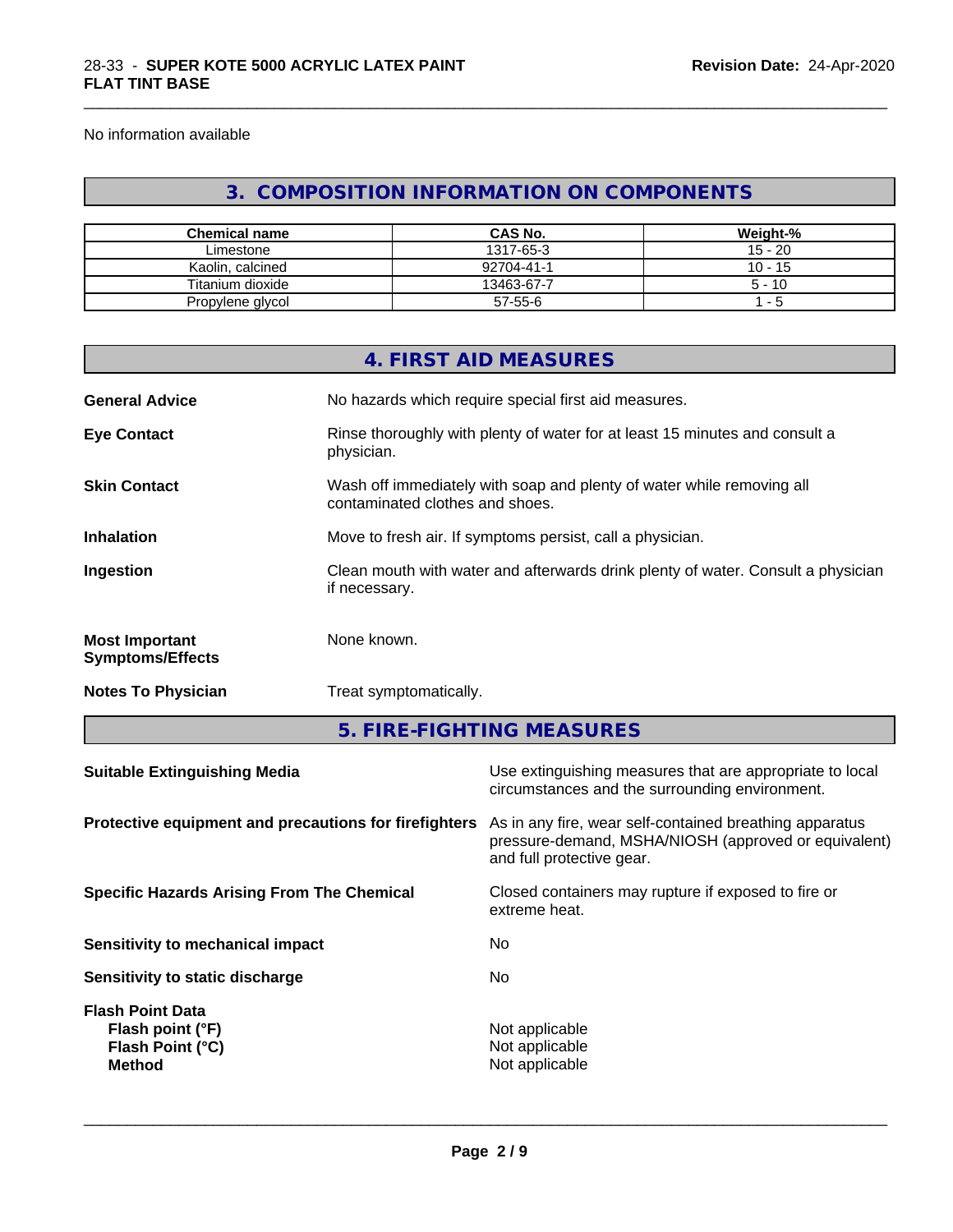No information available

## 3. COMPOSITION INFORMATION ON COMPONENTS

| Chemical name | CAS No. | Weight-% |
|---|---|---|
| Limestone | 1317-65-3 | 15 - 20 |
| Kaolin, calcined | 92704-41-1 | 10 - 15 |
| Titanium dioxide | 13463-67-7 | 5 - 10 |
| Propylene glycol | 57-55-6 | 1 - 5 |

## 4. FIRST AID MEASURES

**General Advice** No hazards which require special first aid measures.

**Eye Contact** Rinse thoroughly with plenty of water for at least 15 minutes and consult a physician.

**Skin Contact** Wash off immediately with soap and plenty of water while removing all contaminated clothes and shoes.

**Inhalation** Move to fresh air. If symptoms persist, call a physician.

**Ingestion** Clean mouth with water and afterwards drink plenty of water. Consult a physician if necessary.

**Most Important Symptoms/Effects** None known.

**Notes To Physician** Treat symptomatically.

## 5. FIRE-FIGHTING MEASURES

**Suitable Extinguishing Media** Use extinguishing measures that are appropriate to local circumstances and the surrounding environment.

**Protective equipment and precautions for firefighters** As in any fire, wear self-contained breathing apparatus pressure-demand, MSHA/NIOSH (approved or equivalent) and full protective gear.

**Specific Hazards Arising From The Chemical** Closed containers may rupture if exposed to fire or extreme heat.

**Sensitivity to mechanical impact** No

**Sensitivity to static discharge** No

**Flash Point Data**
**Flash point (°F)** Not applicable
**Flash Point (°C)** Not applicable
**Method** Not applicable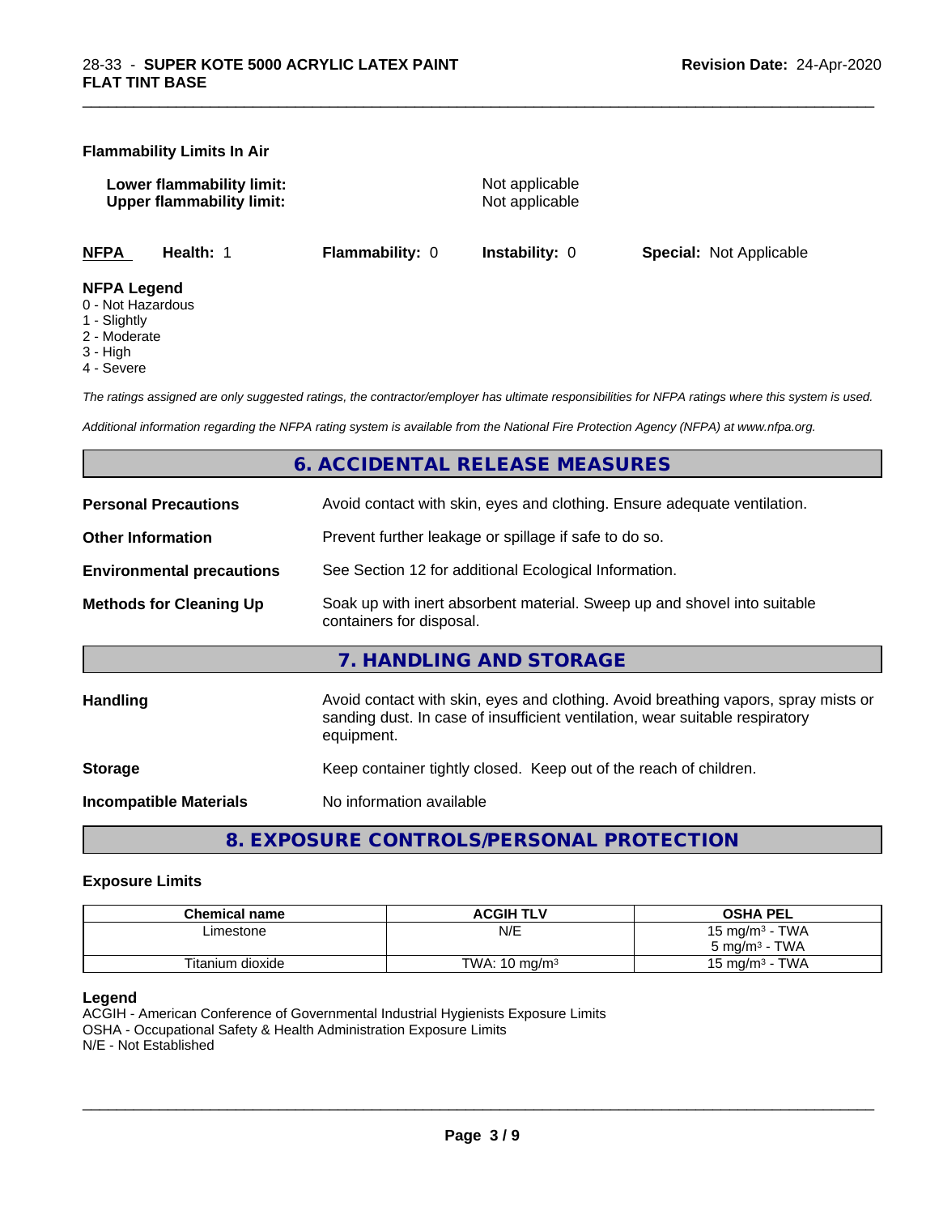**Flammability Limits In Air**

**Lower flammability limit:** Not applicable
**Upper flammability limit:** Not applicable

**NFPA** **Health:** 1 **Flammability:** 0 **Instability:** 0 **Special:** Not Applicable

**NFPA Legend**
0 - Not Hazardous
1 - Slightly
2 - Moderate
3 - High
4 - Severe

*The ratings assigned are only suggested ratings, the contractor/employer has ultimate responsibilities for NFPA ratings where this system is used.*

*Additional information regarding the NFPA rating system is available from the National Fire Protection Agency (NFPA) at www.nfpa.org.*

## 6. ACCIDENTAL RELEASE MEASURES

**Personal Precautions** Avoid contact with skin, eyes and clothing. Ensure adequate ventilation.

**Other Information** Prevent further leakage or spillage if safe to do so.

**Environmental precautions** See Section 12 for additional Ecological Information.

**Methods for Cleaning Up** Soak up with inert absorbent material. Sweep up and shovel into suitable containers for disposal.

## 7. HANDLING AND STORAGE

**Handling** Avoid contact with skin, eyes and clothing. Avoid breathing vapors, spray mists or sanding dust. In case of insufficient ventilation, wear suitable respiratory equipment.

**Storage** Keep container tightly closed. Keep out of the reach of children.

**Incompatible Materials** No information available

## 8. EXPOSURE CONTROLS/PERSONAL PROTECTION

### Exposure Limits

| Chemical name | ACGIH TLV | OSHA PEL |
|---|---|---|
| Limestone | N/E | 15 mg/m³ - TWA<br>5 mg/m³ - TWA |
| Titanium dioxide | TWA: 10 mg/m³ | 15 mg/m³ - TWA |

**Legend**
ACGIH - American Conference of Governmental Industrial Hygienists Exposure Limits
OSHA - Occupational Safety & Health Administration Exposure Limits
N/E - Not Established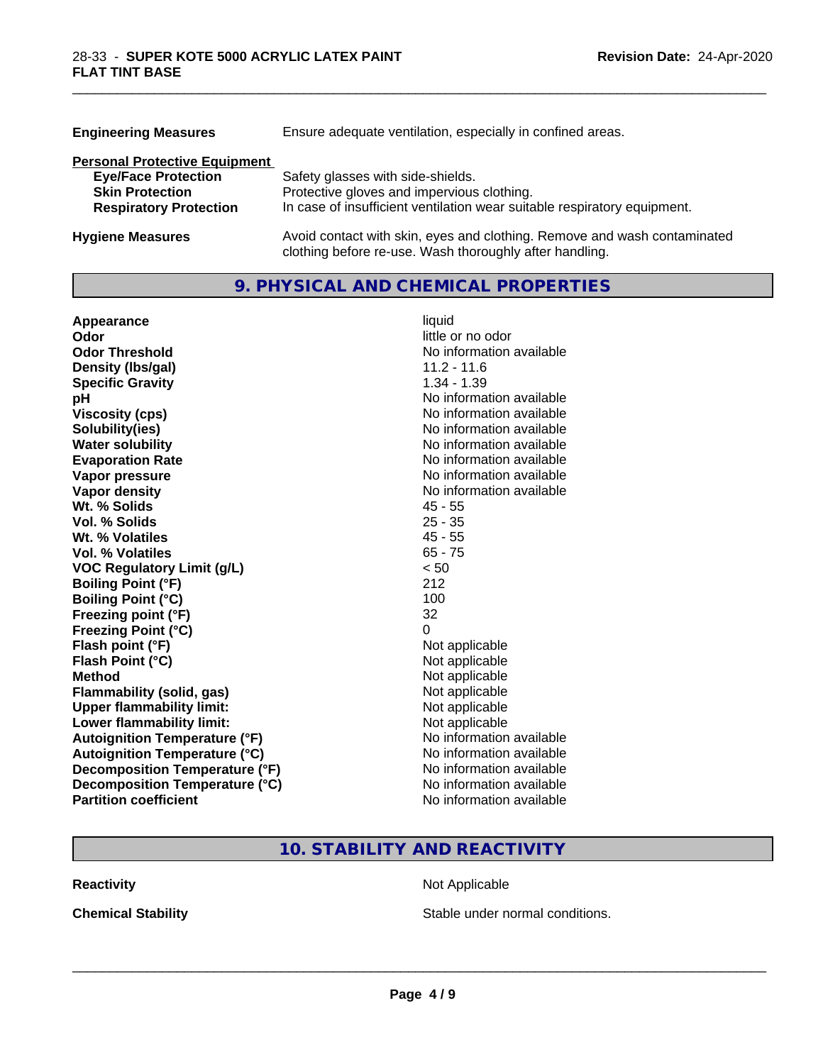| | |
|---|---|
| **Engineering Measures** | Ensure adequate ventilation, especially in confined areas. |

**Personal Protective Equipment**

| | |
|---|---|
| **Eye/Face Protection** | Safety glasses with side-shields. |
| **Skin Protection** | Protective gloves and impervious clothing. |
| **Respiratory Protection** | In case of insufficient ventilation wear suitable respiratory equipment. |

| | |
|---|---|
| **Hygiene Measures** | Avoid contact with skin, eyes and clothing. Remove and wash contaminated clothing before re-use. Wash thoroughly after handling. |

## 9. PHYSICAL AND CHEMICAL PROPERTIES

| | |
|---|---|
| **Appearance** | liquid |
| **Odor** | little or no odor |
| **Odor Threshold** | No information available |
| **Density (lbs/gal)** | 11.2 - 11.6 |
| **Specific Gravity** | 1.34 - 1.39 |
| **pH** | No information available |
| **Viscosity (cps)** | No information available |
| **Solubility(ies)** | No information available |
| **Water solubility** | No information available |
| **Evaporation Rate** | No information available |
| **Vapor pressure** | No information available |
| **Vapor density** | No information available |
| **Wt. % Solids** | 45 - 55 |
| **Vol. % Solids** | 25 - 35 |
| **Wt. % Volatiles** | 45 - 55 |
| **Vol. % Volatiles** | 65 - 75 |
| **VOC Regulatory Limit (g/L)** | < 50 |
| **Boiling Point (°F)** | 212 |
| **Boiling Point (°C)** | 100 |
| **Freezing point (°F)** | 32 |
| **Freezing Point (°C)** | 0 |
| **Flash point (°F)** | Not applicable |
| **Flash Point (°C)** | Not applicable |
| **Method** | Not applicable |
| **Flammability (solid, gas)** | Not applicable |
| **Upper flammability limit:** | Not applicable |
| **Lower flammability limit:** | Not applicable |
| **Autoignition Temperature (°F)** | No information available |
| **Autoignition Temperature (°C)** | No information available |
| **Decomposition Temperature (°F)** | No information available |
| **Decomposition Temperature (°C)** | No information available |
| **Partition coefficient** | No information available |

## 10. STABILITY AND REACTIVITY

| | |
|---|---|
| **Reactivity** | Not Applicable |
| **Chemical Stability** | Stable under normal conditions. |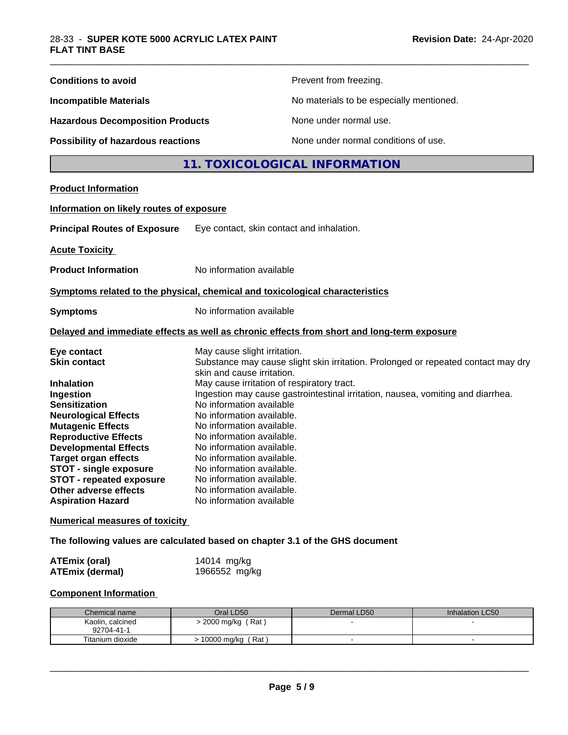**Conditions to avoid** Prevent from freezing.

**Incompatible Materials** No materials to be especially mentioned.

**Hazardous Decomposition Products** None under normal use.

**Possibility of hazardous reactions** None under normal conditions of use.

## 11. TOXICOLOGICAL INFORMATION

**Product Information**

**Information on likely routes of exposure**

**Principal Routes of Exposure** Eye contact, skin contact and inhalation.

**Acute Toxicity**

**Product Information** No information available

**Symptoms related to the physical, chemical and toxicological characteristics**

**Symptoms** No information available

**Delayed and immediate effects as well as chronic effects from short and long-term exposure**

**Eye contact** May cause slight irritation.
**Skin contact** Substance may cause slight skin irritation. Prolonged or repeated contact may dry skin and cause irritation.
**Inhalation** May cause irritation of respiratory tract.
**Ingestion** Ingestion may cause gastrointestinal irritation, nausea, vomiting and diarrhea.
**Sensitization** No information available
**Neurological Effects** No information available.
**Mutagenic Effects** No information available.
**Reproductive Effects** No information available.
**Developmental Effects** No information available.
**Target organ effects** No information available.
**STOT - single exposure** No information available.
**STOT - repeated exposure** No information available.
**Other adverse effects** No information available.
**Aspiration Hazard** No information available

**Numerical measures of toxicity**

**The following values are calculated based on chapter 3.1 of the GHS document**

**ATEmix (oral)** 14014 mg/kg
**ATEmix (dermal)** 1966552 mg/kg

**Component Information**

| Chemical name | Oral LD50 | Dermal LD50 | Inhalation LC50 |
|---|---|---|---|
| Kaolin, calcined 92704-41-1 | > 2000 mg/kg ( Rat ) | - | - |
| Titanium dioxide | > 10000 mg/kg ( Rat ) | - | - |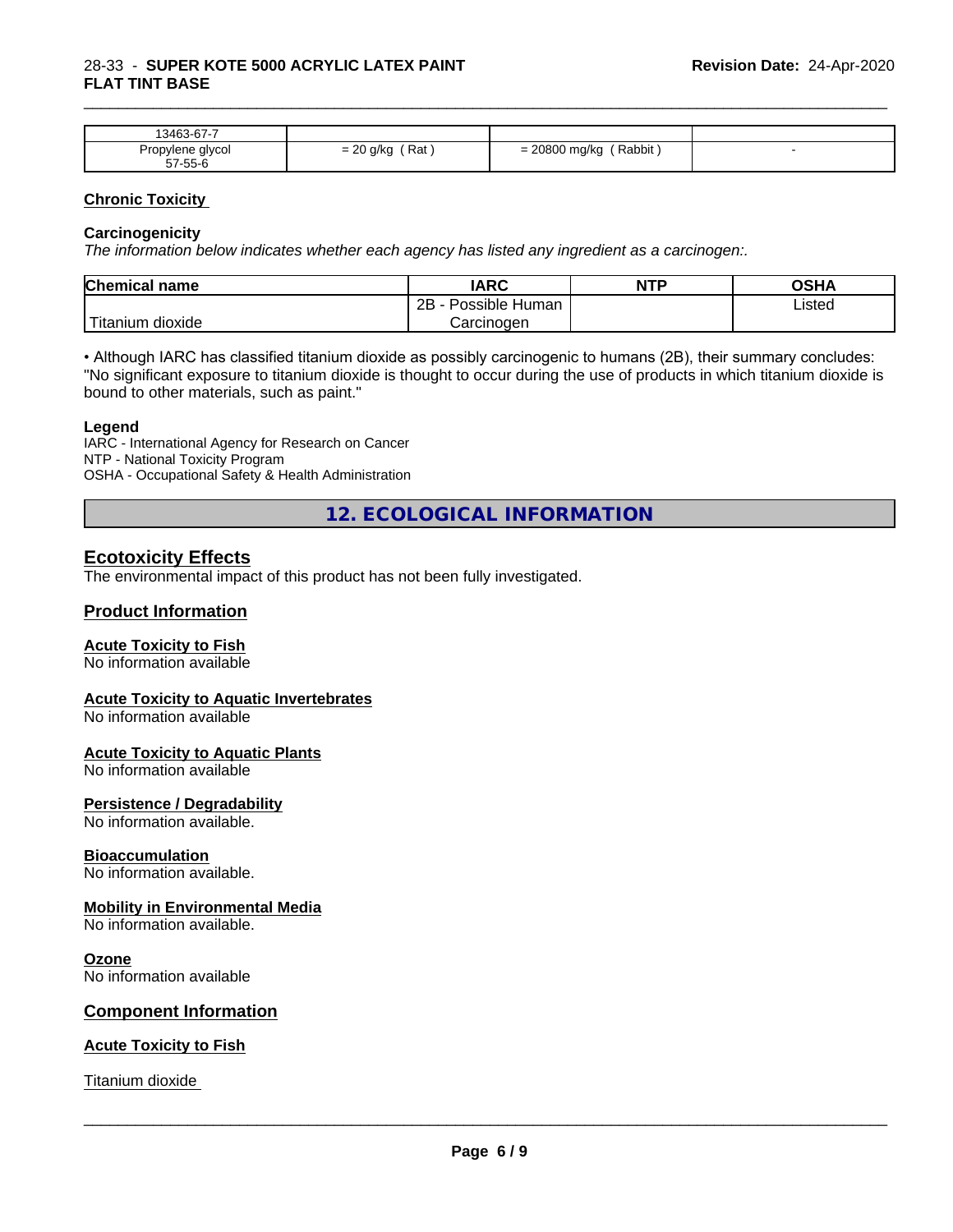| 13463-67-7 | | | |
|---|---|---|---|
| Propylene glycol<br>57-55-6 | = 20 g/kg ( Rat ) | = 20800 mg/kg ( Rabbit ) | - |

## Chronic Toxicity

### Carcinogenicity

*The information below indicates whether each agency has listed any ingredient as a carcinogen:.*

| Chemical name | IARC | NTP | OSHA |
|---|---|---|---|
| Titanium dioxide | 2B - Possible Human Carcinogen | | Listed |

• Although IARC has classified titanium dioxide as possibly carcinogenic to humans (2B), their summary concludes: "No significant exposure to titanium dioxide is thought to occur during the use of products in which titanium dioxide is bound to other materials, such as paint."

**Legend**

IARC - International Agency for Research on Cancer
NTP - National Toxicity Program
OSHA - Occupational Safety & Health Administration

# 12. ECOLOGICAL INFORMATION

## Ecotoxicity Effects

The environmental impact of this product has not been fully investigated.

## Product Information

### Acute Toxicity to Fish

No information available

### Acute Toxicity to Aquatic Invertebrates

No information available

### Acute Toxicity to Aquatic Plants

No information available

### Persistence / Degradability

No information available.

### Bioaccumulation

No information available.

### Mobility in Environmental Media

No information available.

### Ozone

No information available

## Component Information

### Acute Toxicity to Fish

Titanium dioxide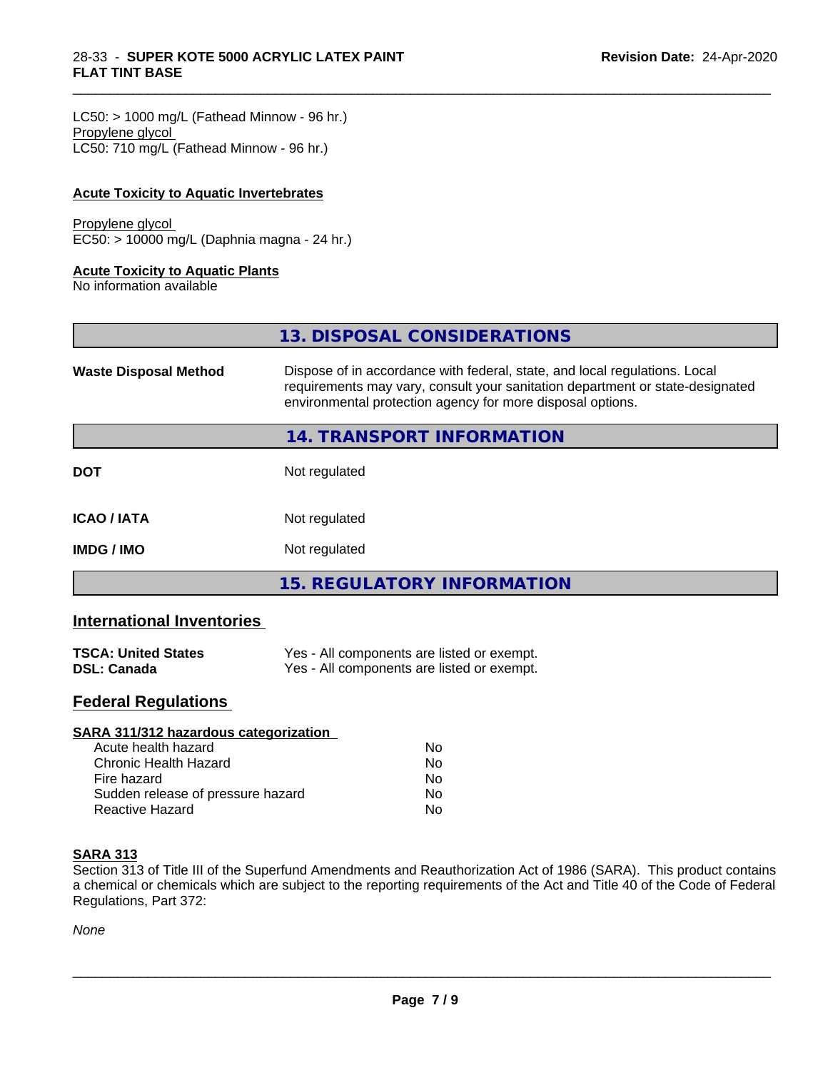LC50: > 1000 mg/L (Fathead Minnow - 96 hr.)
Propylene glycol
LC50: 710 mg/L (Fathead Minnow - 96 hr.)

**Acute Toxicity to Aquatic Invertebrates**

Propylene glycol
EC50: > 10000 mg/L (Daphnia magna - 24 hr.)

**Acute Toxicity to Aquatic Plants**
No information available

## 13. DISPOSAL CONSIDERATIONS

| | |
|---|---|
| **Waste Disposal Method** | Dispose of in accordance with federal, state, and local regulations. Local requirements may vary, consult your sanitation department or state-designated environmental protection agency for more disposal options. |

## 14. TRANSPORT INFORMATION

| | |
|---|---|
| **DOT** | Not regulated |
| **ICAO / IATA** | Not regulated |
| **IMDG / IMO** | Not regulated |

## 15. REGULATORY INFORMATION

### International Inventories

| | |
|---|---|
| **TSCA: United States** | Yes - All components are listed or exempt. |
| **DSL: Canada** | Yes - All components are listed or exempt. |

### Federal Regulations

**SARA 311/312 hazardous categorization**

| | |
|---|---|
| Acute health hazard | No |
| Chronic Health Hazard | No |
| Fire hazard | No |
| Sudden release of pressure hazard | No |
| Reactive Hazard | No |

**SARA 313**
Section 313 of Title III of the Superfund Amendments and Reauthorization Act of 1986 (SARA). This product contains a chemical or chemicals which are subject to the reporting requirements of the Act and Title 40 of the Code of Federal Regulations, Part 372:

*None*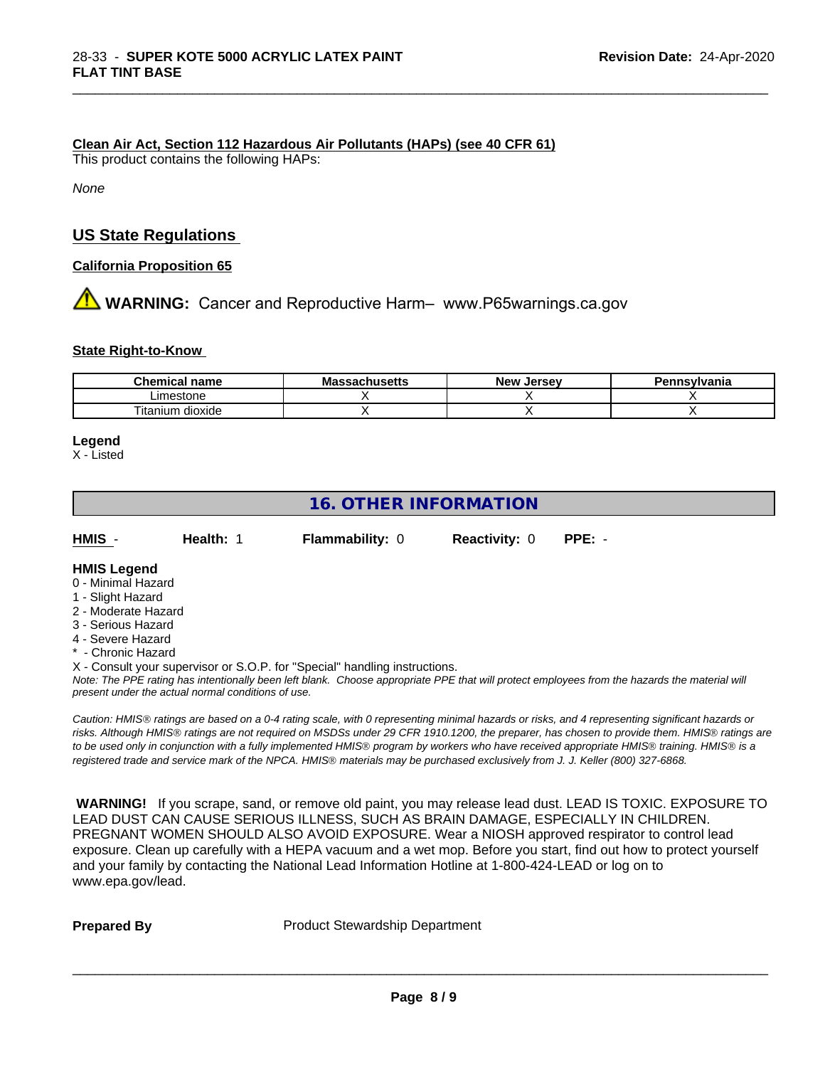**Clean Air Act, Section 112 Hazardous Air Pollutants (HAPs) (see 40 CFR 61)**

This product contains the following HAPs:

*None*

## US State Regulations

**California Proposition 65**

⚠ **WARNING:** Cancer and Reproductive Harm– www.P65warnings.ca.gov

**State Right-to-Know**

| Chemical name | Massachusetts | New Jersey | Pennsylvania |
|---|---|---|---|
| Limestone | X | X | X |
| Titanium dioxide | X | X | X |

**Legend**

X - Listed

## 16. OTHER INFORMATION

**HMIS** - **Health:** 1 **Flammability:** 0 **Reactivity:** 0 **PPE:** -

**HMIS Legend**

0 - Minimal Hazard
1 - Slight Hazard
2 - Moderate Hazard
3 - Serious Hazard
4 - Severe Hazard
* - Chronic Hazard
X - Consult your supervisor or S.O.P. for "Special" handling instructions.

*Note: The PPE rating has intentionally been left blank. Choose appropriate PPE that will protect employees from the hazards the material will present under the actual normal conditions of use.*

*Caution: HMIS® ratings are based on a 0-4 rating scale, with 0 representing minimal hazards or risks, and 4 representing significant hazards or risks. Although HMIS® ratings are not required on MSDSs under 29 CFR 1910.1200, the preparer, has chosen to provide them. HMIS® ratings are to be used only in conjunction with a fully implemented HMIS® program by workers who have received appropriate HMIS® training. HMIS® is a registered trade and service mark of the NPCA. HMIS® materials may be purchased exclusively from J. J. Keller (800) 327-6868.*

**WARNING!** If you scrape, sand, or remove old paint, you may release lead dust. LEAD IS TOXIC. EXPOSURE TO LEAD DUST CAN CAUSE SERIOUS ILLNESS, SUCH AS BRAIN DAMAGE, ESPECIALLY IN CHILDREN. PREGNANT WOMEN SHOULD ALSO AVOID EXPOSURE. Wear a NIOSH approved respirator to control lead exposure. Clean up carefully with a HEPA vacuum and a wet mop. Before you start, find out how to protect yourself and your family by contacting the National Lead Information Hotline at 1-800-424-LEAD or log on to www.epa.gov/lead.

**Prepared By** Product Stewardship Department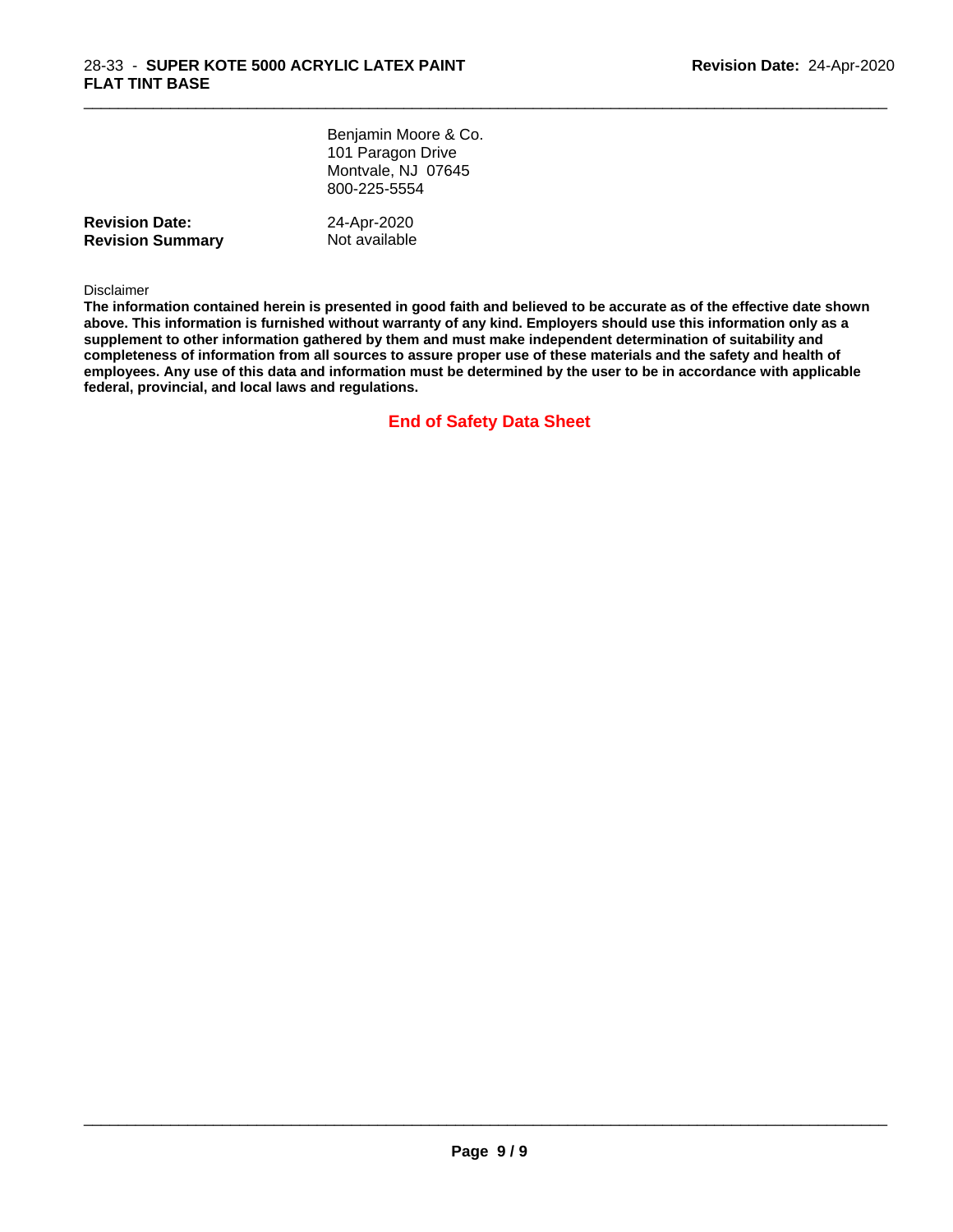|  |  |
|---|---|
|  | Benjamin Moore & Co.<br>101 Paragon Drive<br>Montvale, NJ  07645<br>800-225-5554 |
| **Revision Date:** | 24-Apr-2020 |
| **Revision Summary** | Not available |

Disclaimer

**The information contained herein is presented in good faith and believed to be accurate as of the effective date shown above. This information is furnished without warranty of any kind. Employers should use this information only as a supplement to other information gathered by them and must make independent determination of suitability and completeness of information from all sources to assure proper use of these materials and the safety and health of employees. Any use of this data and information must be determined by the user to be in accordance with applicable federal, provincial, and local laws and regulations.**

**End of Safety Data Sheet**